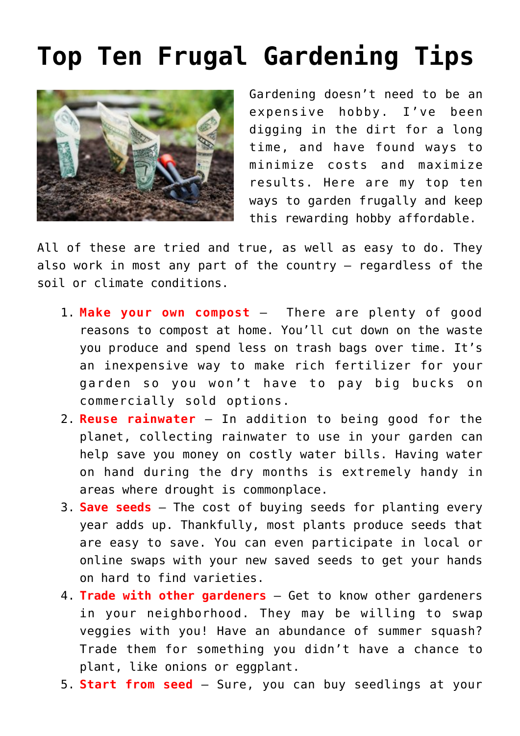# Top Ten Frugal Gardening Tips

Gardening doesn't need to be an expensive hobby. I've been digging in the dirt for a long time, and have found ways to minimize costs and maximize results. Here are my top ten ways to garden frugally and keep this rewarding hobby affordable.

All of these are tried and true, as well as easy to do. They also work in most any part of the country – regardless of the soil or climate conditions.

1. **Make your own compost** – There are plenty of good reasons to compost at home. You'll cut down on the waste you produce and spend less on trash bags over time. It's an inexpensive way to make rich fertilizer for your garden so you won't have to pay big bucks on commercially sold options.
2. **Reuse rainwater** – In addition to being good for the planet, collecting rainwater to use in your garden can help save you money on costly water bills. Having water on hand during the dry months is extremely handy in areas where drought is commonplace.
3. **Save seeds** – The cost of buying seeds for planting every year adds up. Thankfully, most plants produce seeds that are easy to save. You can even participate in local or online swaps with your new saved seeds to get your hands on hard to find varieties.
4. **Trade with other gardeners** – Get to know other gardeners in your neighborhood. They may be willing to swap veggies with you! Have an abundance of summer squash? Trade them for something you didn't have a chance to plant, like onions or eggplant.
5. **Start from seed** – Sure, you can buy seedlings at your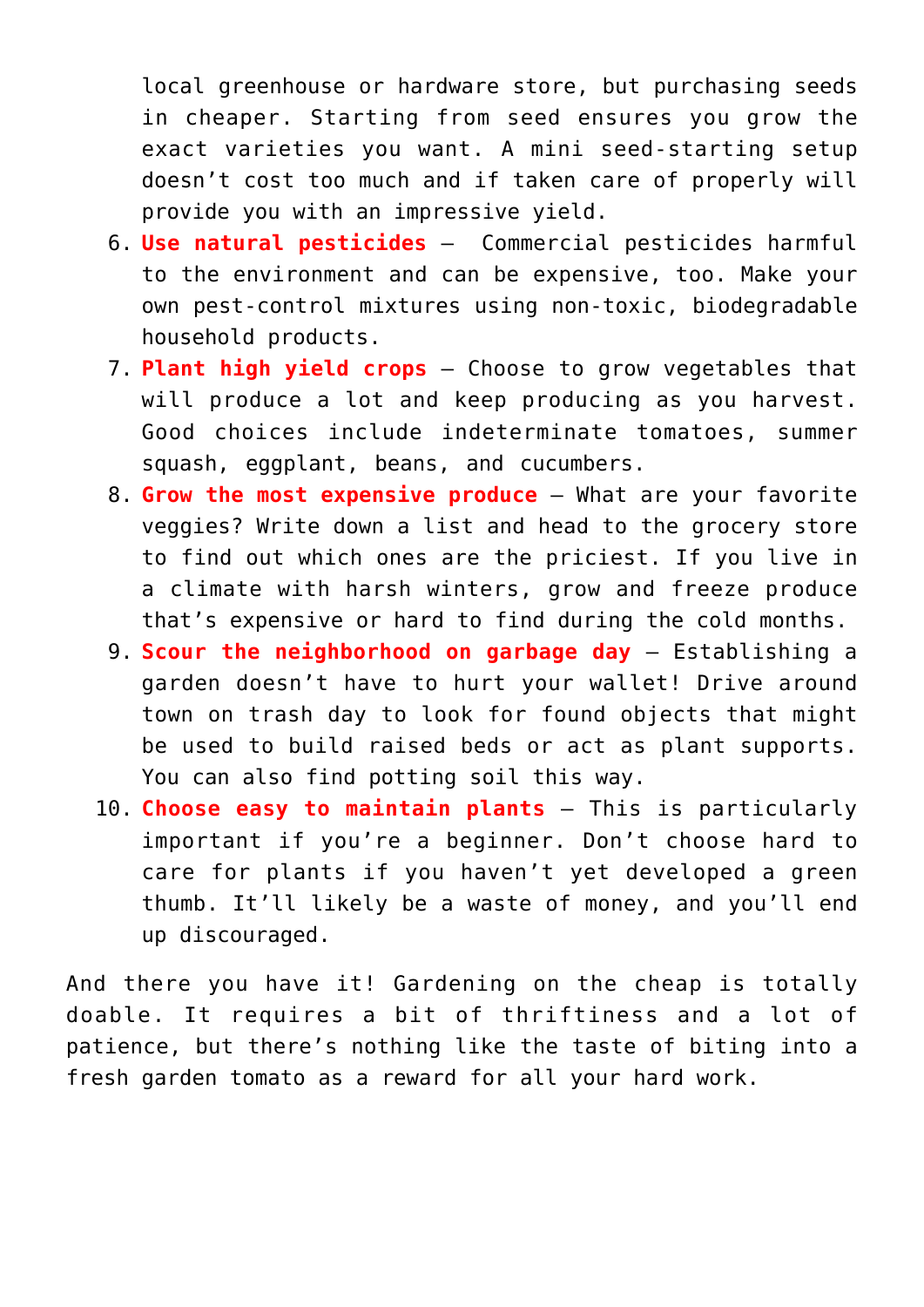local greenhouse or hardware store, but purchasing seeds in cheaper. Starting from seed ensures you grow the exact varieties you want. A mini seed-starting setup doesn't cost too much and if taken care of properly will provide you with an impressive yield.

6. **Use natural pesticides** – Commercial pesticides harmful to the environment and can be expensive, too. Make your own pest-control mixtures using non-toxic, biodegradable household products.
7. **Plant high yield crops** – Choose to grow vegetables that will produce a lot and keep producing as you harvest. Good choices include indeterminate tomatoes, summer squash, eggplant, beans, and cucumbers.
8. **Grow the most expensive produce** – What are your favorite veggies? Write down a list and head to the grocery store to find out which ones are the priciest. If you live in a climate with harsh winters, grow and freeze produce that's expensive or hard to find during the cold months.
9. **Scour the neighborhood on garbage day** – Establishing a garden doesn't have to hurt your wallet! Drive around town on trash day to look for found objects that might be used to build raised beds or act as plant supports. You can also find potting soil this way.
10. **Choose easy to maintain plants** – This is particularly important if you're a beginner. Don't choose hard to care for plants if you haven't yet developed a green thumb. It'll likely be a waste of money, and you'll end up discouraged.

And there you have it! Gardening on the cheap is totally doable. It requires a bit of thriftiness and a lot of patience, but there's nothing like the taste of biting into a fresh garden tomato as a reward for all your hard work.